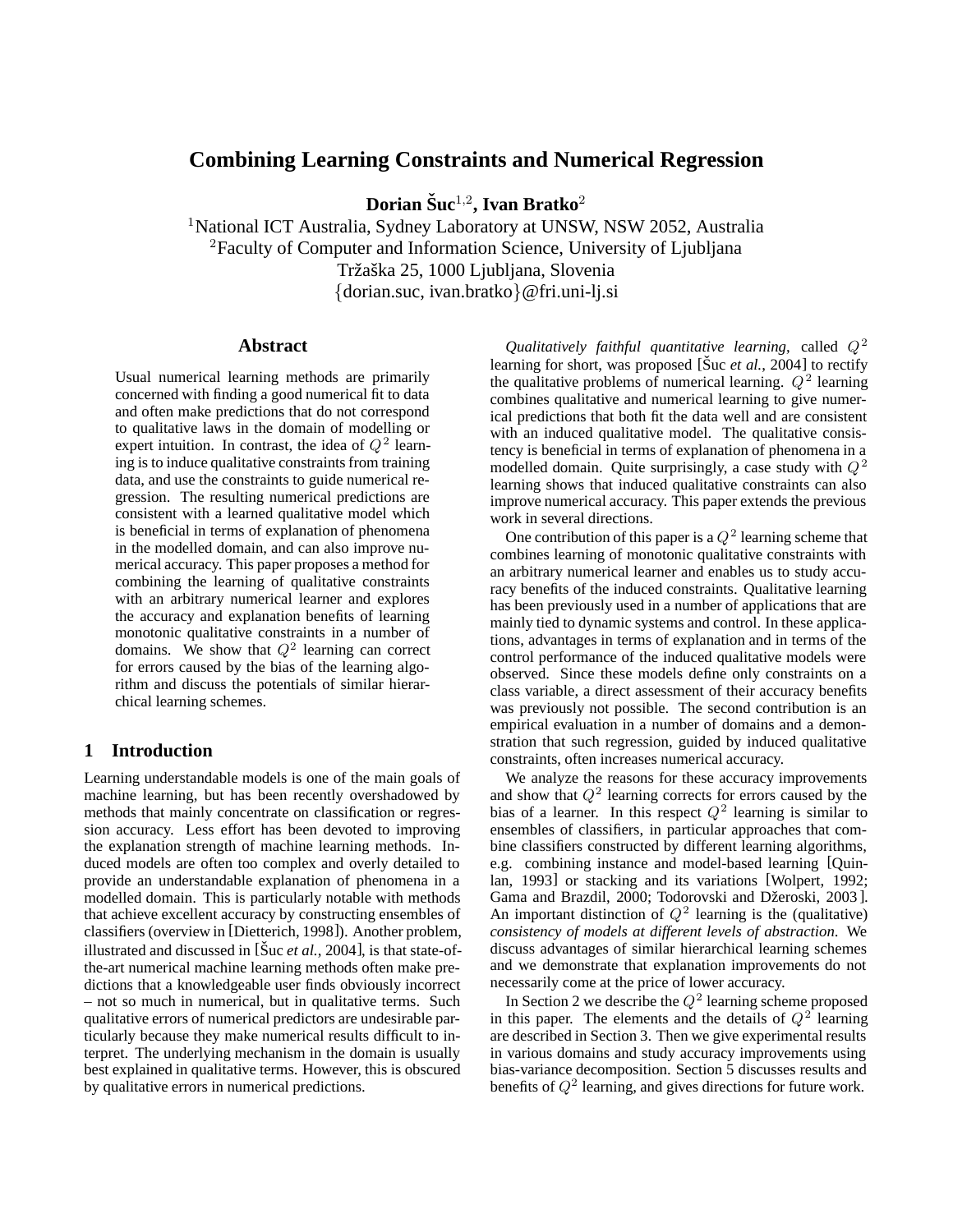# Combining Learning Constraints and Numerical Regression

**Dorian Šuc[1,2], Ivan Bratko[2]**

[1]National ICT Australia, Sydney Laboratory at UNSW, NSW 2052, Australia
[2]Faculty of Computer and Information Science, University of Ljubljana
Tržaška 25, 1000 Ljubljana, Slovenia
{dorian.suc, ivan.bratko}@fri.uni-lj.si

## Abstract

Usual numerical learning methods are primarily concerned with finding a good numerical fit to data and often make predictions that do not correspond to qualitative laws in the domain of modelling or expert intuition. In contrast, the idea of $Q^2$ learning is to induce qualitative constraints from training data, and use the constraints to guide numerical regression. The resulting numerical predictions are consistent with a learned qualitative model which is beneficial in terms of explanation of phenomena in the modelled domain, and can also improve numerical accuracy. This paper proposes a method for combining the learning of qualitative constraints with an arbitrary numerical learner and explores the accuracy and explanation benefits of learning monotonic qualitative constraints in a number of domains. We show that $Q^2$ learning can correct for errors caused by the bias of the learning algorithm and discuss the potentials of similar hierarchical learning schemes.

## 1 Introduction

Learning understandable models is one of the main goals of machine learning, but has been recently overshadowed by methods that mainly concentrate on classification or regression accuracy. Less effort has been devoted to improving the explanation strength of machine learning methods. Induced models are often too complex and overly detailed to provide an understandable explanation of phenomena in a modelled domain. This is particularly notable with methods that achieve excellent accuracy by constructing ensembles of classifiers (overview in [Dietterich, 1998]). Another problem, illustrated and discussed in [Šuc *et al.*, 2004], is that state-of-the-art numerical machine learning methods often make predictions that a knowledgeable user finds obviously incorrect – not so much in numerical, but in qualitative terms. Such qualitative errors of numerical predictors are undesirable particularly because they make numerical results difficult to interpret. The underlying mechanism in the domain is usually best explained in qualitative terms. However, this is obscured by qualitative errors in numerical predictions.

*Qualitatively faithful quantitative learning*, called $Q^2$ learning for short, was proposed [Šuc *et al.*, 2004] to rectify the qualitative problems of numerical learning. $Q^2$ learning combines qualitative and numerical learning to give numerical predictions that both fit the data well and are consistent with an induced qualitative model. The qualitative consistency is beneficial in terms of explanation of phenomena in a modelled domain. Quite surprisingly, a case study with $Q^2$ learning shows that induced qualitative constraints can also improve numerical accuracy. This paper extends the previous work in several directions.

One contribution of this paper is a $Q^2$ learning scheme that combines learning of monotonic qualitative constraints with an arbitrary numerical learner and enables us to study accuracy benefits of the induced constraints. Qualitative learning has been previously used in a number of applications that are mainly tied to dynamic systems and control. In these applications, advantages in terms of explanation and in terms of the control performance of the induced qualitative models were observed. Since these models define only constraints on a class variable, a direct assessment of their accuracy benefits was previously not possible. The second contribution is an empirical evaluation in a number of domains and a demonstration that such regression, guided by induced qualitative constraints, often increases numerical accuracy.

We analyze the reasons for these accuracy improvements and show that $Q^2$ learning corrects for errors caused by the bias of a learner. In this respect $Q^2$ learning is similar to ensembles of classifiers, in particular approaches that combine classifiers constructed by different learning algorithms, e.g. combining instance and model-based learning [Quinlan, 1993] or stacking and its variations [Wolpert, 1992; Gama and Brazdil, 2000; Todorovski and Džeroski, 2003]. An important distinction of $Q^2$ learning is the (qualitative) *consistency of models at different levels of abstraction*. We discuss advantages of similar hierarchical learning schemes and we demonstrate that explanation improvements do not necessarily come at the price of lower accuracy.

In Section 2 we describe the $Q^2$ learning scheme proposed in this paper. The elements and the details of $Q^2$ learning are described in Section 3. Then we give experimental results in various domains and study accuracy improvements using bias-variance decomposition. Section 5 discusses results and benefits of $Q^2$ learning, and gives directions for future work.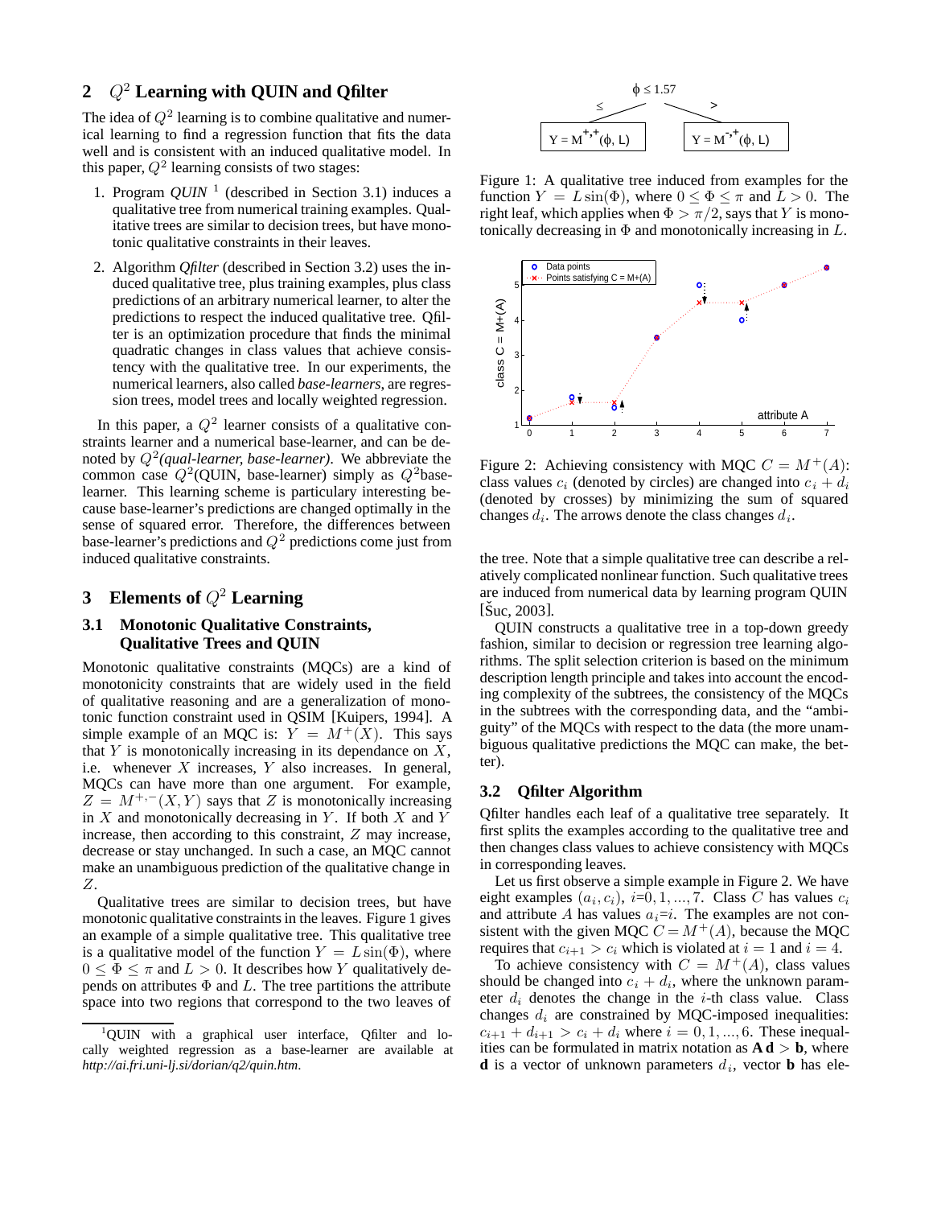## 2 $Q^2$ Learning with QUIN and Qfilter

The idea of $Q^2$ learning is to combine qualitative and numerical learning to find a regression function that fits the data well and is consistent with an induced qualitative model. In this paper, $Q^2$ learning consists of two stages:

1. Program *QUIN* [1] (described in Section 3.1) induces a qualitative tree from numerical training examples. Qualitative trees are similar to decision trees, but have monotonic qualitative constraints in their leaves.
2. Algorithm *Qfilter* (described in Section 3.2) uses the induced qualitative tree, plus training examples, plus class predictions of an arbitrary numerical learner, to alter the predictions to respect the induced qualitative tree. Qfilter is an optimization procedure that finds the minimal quadratic changes in class values that achieve consistency with the qualitative tree. In our experiments, the numerical learners, also called *base-learners*, are regression trees, model trees and locally weighted regression.

In this paper, a $Q^2$ learner consists of a qualitative constraints learner and a numerical base-learner, and can be denoted by $Q^2$*(qual-learner, base-learner)*. We abbreviate the common case $Q^2$(QUIN, base-learner) simply as $Q^2$base-learner. This learning scheme is particulary interesting because base-learner's predictions are changed optimally in the sense of squared error. Therefore, the differences between base-learner's predictions and $Q^2$ predictions come just from induced qualitative constraints.

## 3 Elements of $Q^2$ Learning

### 3.1 Monotonic Qualitative Constraints, Qualitative Trees and QUIN

Monotonic qualitative constraints (MQCs) are a kind of monotonicity constraints that are widely used in the field of qualitative reasoning and are a generalization of monotonic function constraint used in QSIM [Kuipers, 1994]. A simple example of an MQC is: $Y = M^+(X)$. This says that $Y$ is monotonically increasing in its dependance on $X$, i.e. whenever $X$ increases, $Y$ also increases. In general, MQCs can have more than one argument. For example, $Z = M^{+,-}(X,Y)$ says that $Z$ is monotonically increasing in $X$ and monotonically decreasing in $Y$. If both $X$ and $Y$ increase, then according to this constraint, $Z$ may increase, decrease or stay unchanged. In such a case, an MQC cannot make an unambiguous prediction of the qualitative change in $Z$.

Qualitative trees are similar to decision trees, but have monotonic qualitative constraints in the leaves. Figure 1 gives an example of a simple qualitative tree. This qualitative tree is a qualitative model of the function $Y = L\sin(\Phi)$, where $0 \le \Phi \le \pi$ and $L > 0$. It describes how $Y$ qualitatively depends on attributes $\Phi$ and $L$. The tree partitions the attribute space into two regions that correspond to the two leaves of the tree. Note that a simple qualitative tree can describe a relatively complicated nonlinear function. Such qualitative trees are induced from numerical data by learning program QUIN [Šuc, 2003].

Figure 1: A qualitative tree induced from examples for the function $Y = L\sin(\Phi)$, where $0 \le \Phi \le \pi$ and $L > 0$. The right leaf, which applies when $\Phi > \pi/2$, says that $Y$ is monotonically decreasing in $\Phi$ and monotonically increasing in $L$.

Figure 2: Achieving consistency with MQC $C = M^+(A)$: class values $c_i$ (denoted by circles) are changed into $c_i + d_i$ (denoted by crosses) by minimizing the sum of squared changes $d_i$. The arrows denote the class changes $d_i$.

QUIN constructs a qualitative tree in a top-down greedy fashion, similar to decision or regression tree learning algorithms. The split selection criterion is based on the minimum description length principle and takes into account the encoding complexity of the subtrees, the consistency of the MQCs in the subtrees with the corresponding data, and the "ambiguity" of the MQCs with respect to the data (the more unambiguous qualitative predictions the MQC can make, the better).

### 3.2 Qfilter Algorithm

Qfilter handles each leaf of a qualitative tree separately. It first splits the examples according to the qualitative tree and then changes class values to achieve consistency with MQCs in corresponding leaves.

Let us first observe a simple example in Figure 2. We have eight examples $(a_i, c_i)$, $i$=$0, 1, ..., 7$. Class $C$ has values $c_i$ and attribute $A$ has values $a_i$=$i$. The examples are not consistent with the given MQC $C = M^+(A)$, because the MQC requires that $c_{i+1} > c_i$ which is violated at $i = 1$ and $i = 4$.

To achieve consistency with $C = M^+(A)$, class values should be changed into $c_i + d_i$, where the unknown parameter $d_i$ denotes the change in the $i$-th class value. Class changes $d_i$ are constrained by MQC-imposed inequalities: $c_{i+1} + d_{i+1} > c_i + d_i$ where $i = 0, 1, ..., 6$. These inequalities can be formulated in matrix notation as $\mathbf{A}\,\mathbf{d} > \mathbf{b}$, where $\mathbf{d}$ is a vector of unknown parameters $d_i$, vector $\mathbf{b}$ has ele-

[1] QUIN with a graphical user interface, Qfilter and locally weighted regression as a base-learner are available at *http://ai.fri.uni-lj.si/dorian/q2/quin.htm*.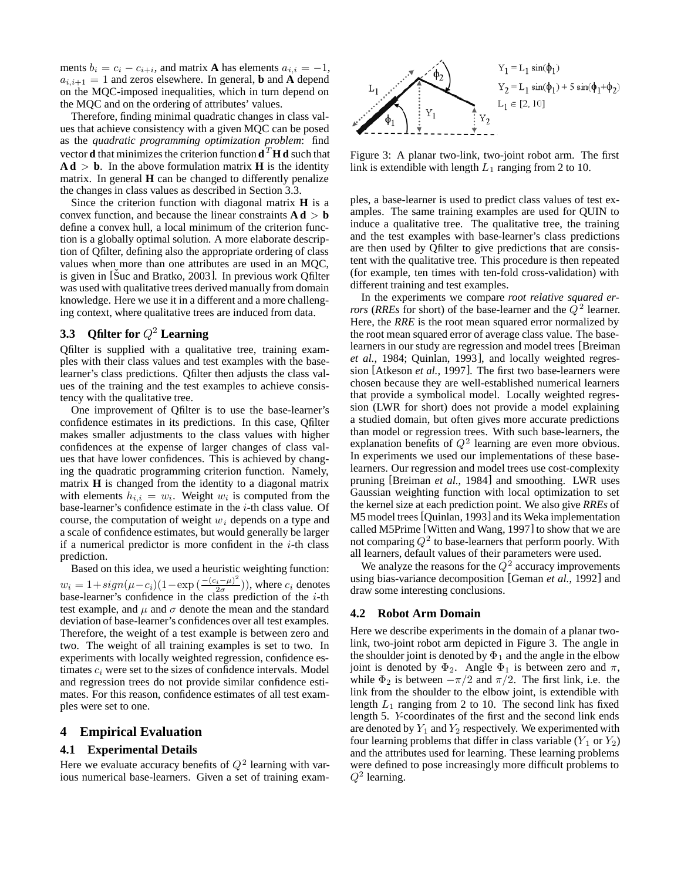ments $b_i = c_i - c_{i+i}$, and matrix **A** has elements $a_{i,i} = -1$, $a_{i,i+1} = 1$ and zeros elsewhere. In general, **b** and **A** depend on the MQC-imposed inequalities, which in turn depend on the MQC and on the ordering of attributes' values.

Therefore, finding minimal quadratic changes in class values that achieve consistency with a given MQC can be posed as the *quadratic programming optimization problem*: find vector **d** that minimizes the criterion function $\mathbf{d}^T\mathbf{H}\,\mathbf{d}$ such that $\mathbf{A}\,\mathbf{d} > \mathbf{b}$. In the above formulation matrix **H** is the identity matrix. In general **H** can be changed to differently penalize the changes in class values as described in Section 3.3.

Since the criterion function with diagonal matrix **H** is a convex function, and because the linear constraints $\mathbf{A}\,\mathbf{d} > \mathbf{b}$ define a convex hull, a local minimum of the criterion function is a globally optimal solution. A more elaborate description of Qfilter, defining also the appropriate ordering of class values when more than one attributes are used in an MQC, is given in [Šuc and Bratko, 2003]. In previous work Qfilter was used with qualitative trees derived manually from domain knowledge. Here we use it in a different and a more challenging context, where qualitative trees are induced from data.

### 3.3 Qfilter for $Q^2$ Learning

Qfilter is supplied with a qualitative tree, training examples with their class values and test examples with the base-learner's class predictions. Qfilter then adjusts the class values of the training and the test examples to achieve consistency with the qualitative tree.

One improvement of Qfilter is to use the base-learner's confidence estimates in its predictions. In this case, Qfilter makes smaller adjustments to the class values with higher confidences at the expense of larger changes of class values that have lower confidences. This is achieved by changing the quadratic programming criterion function. Namely, matrix **H** is changed from the identity to a diagonal matrix with elements $h_{i,i} = w_i$. Weight $w_i$ is computed from the base-learner's confidence estimate in the $i$-th class value. Of course, the computation of weight $w_i$ depends on a type and a scale of confidence estimates, but would generally be larger if a numerical predictor is more confident in the $i$-th class prediction.

Based on this idea, we used a heuristic weighting function: $w_i = 1+sign(\mu-c_i)(1-\exp{(\frac{-(c_i-\mu)^2}{2\sigma})})$, where $c_i$ denotes base-learner's confidence in the class prediction of the $i$-th test example, and $\mu$ and $\sigma$ denote the mean and the standard deviation of base-learner's confidences over all test examples. Therefore, the weight of a test example is between zero and two. The weight of all training examples is set to two. In experiments with locally weighted regression, confidence estimates $c_i$ were set to the sizes of confidence intervals. Model and regression trees do not provide similar confidence estimates. For this reason, confidence estimates of all test examples were set to one.

## 4 Empirical Evaluation

### 4.1 Experimental Details

Here we evaluate accuracy benefits of $Q^2$ learning with various numerical base-learners. Given a set of training examples, a base-learner is used to predict class values of test examples. The same training examples are used for QUIN to induce a qualitative tree. The qualitative tree, the training and the test examples with base-learner's class predictions are then used by Qfilter to give predictions that are consistent with the qualitative tree. This procedure is then repeated (for example, ten times with ten-fold cross-validation) with different training and test examples.

In the experiments we compare *root relative squared errors* (*RREs* for short) of the base-learner and the $Q^2$ learner. Here, the *RRE* is the root mean squared error normalized by the root mean squared error of average class value. The base-learners in our study are regression and model trees [Breiman *et al.*, 1984; Quinlan, 1993], and locally weighted regression [Atkeson *et al.*, 1997]. The first two base-learners were chosen because they are well-established numerical learners that provide a symbolical model. Locally weighted regression (LWR for short) does not provide a model explaining a studied domain, but often gives more accurate predictions than model or regression trees. With such base-learners, the explanation benefits of $Q^2$ learning are even more obvious. In experiments we used our implementations of these base-learners. Our regression and model trees use cost-complexity pruning [Breiman *et al.*, 1984] and smoothing. LWR uses Gaussian weighting function with local optimization to set the kernel size at each prediction point. We also give *RREs* of M5 model trees [Quinlan, 1993] and its Weka implementation called M5Prime [Witten and Wang, 1997] to show that we are not comparing $Q^2$ to base-learners that perform poorly. With all learners, default values of their parameters were used.

We analyze the reasons for the $Q^2$ accuracy improvements using bias-variance decomposition [Geman *et al.*, 1992] and draw some interesting conclusions.

$Y_1 = L_1 \sin(\phi_1)$

$Y_2 = L_1 \sin(\phi_1) + 5 \sin(\phi_1+\phi_2)$

$L_1 \in [2, 10]$

Figure 3: A planar two-link, two-joint robot arm. The first link is extendible with length $L_1$ ranging from 2 to 10.

### 4.2 Robot Arm Domain

Here we describe experiments in the domain of a planar two-link, two-joint robot arm depicted in Figure 3. The angle in the shoulder joint is denoted by $\Phi_1$ and the angle in the elbow joint is denoted by $\Phi_2$. Angle $\Phi_1$ is between zero and $\pi$, while $\Phi_2$ is between $-\pi/2$ and $\pi/2$. The first link, i.e. the link from the shoulder to the elbow joint, is extendible with length $L_1$ ranging from 2 to 10. The second link has fixed length 5. *Y*-coordinates of the first and the second link ends are denoted by $Y_1$ and $Y_2$ respectively. We experimented with four learning problems that differ in class variable ($Y_1$ or $Y_2$) and the attributes used for learning. These learning problems were defined to pose increasingly more difficult problems to $Q^2$ learning.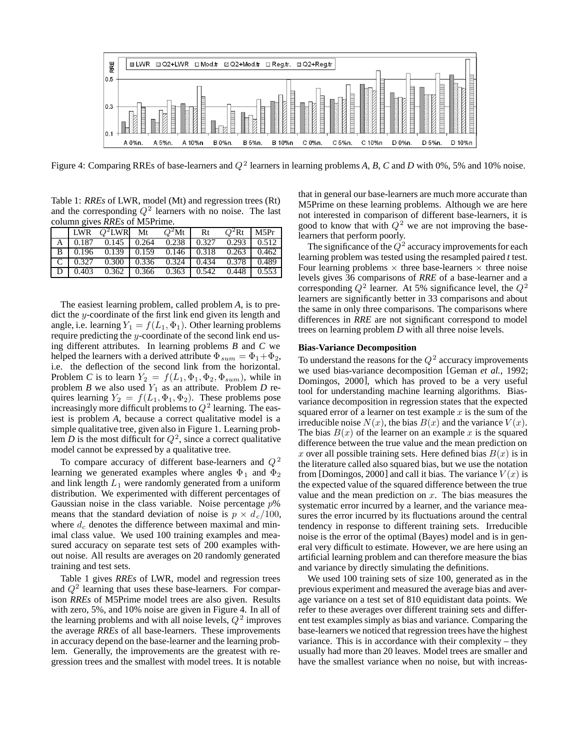Figure 4: Comparing RREs of base-learners and $Q^2$ learners in learning problems *A*, *B*, *C* and *D* with 0%, 5% and 10% noise.

Table 1: *RREs* of LWR, model (Mt) and regression trees (Rt) and the corresponding $Q^2$ learners with no noise. The last column gives *RREs* of M5Prime.

| | LWR | $Q^2$LWR | Mt | $Q^2$Mt | Rt | $Q^2$Rt | M5Pr |
|---|---|---|---|---|---|---|---|
| A | 0.187 | 0.145 | 0.264 | 0.238 | 0.327 | 0.293 | 0.512 |
| B | 0.196 | 0.139 | 0.159 | 0.146 | 0.318 | 0.263 | 0.462 |
| C | 0.327 | 0.300 | 0.336 | 0.324 | 0.434 | 0.378 | 0.489 |
| D | 0.403 | 0.362 | 0.366 | 0.363 | 0.542 | 0.448 | 0.553 |

The easiest learning problem, called problem *A*, is to predict the $y$-coordinate of the first link end given its length and angle, i.e. learning $Y_1 = f(L_1, \Phi_1)$. Other learning problems require predicting the $y$-coordinate of the second link end using different attributes. In learning problems *B* and *C* we helped the learners with a derived attribute $\Phi_{sum} = \Phi_1 + \Phi_2$, i.e. the deflection of the second link from the horizontal. Problem *C* is to learn $Y_2 = f(L_1, \Phi_1, \Phi_2, \Phi_{sum})$, while in problem *B* we also used $Y_1$ as an attribute. Problem *D* requires learning $Y_2 = f(L_1, \Phi_1, \Phi_2)$. These problems pose increasingly more difficult problems to $Q^2$ learning. The easiest is problem *A*, because a correct qualitative model is a simple qualitative tree, given also in Figure 1. Learning problem *D* is the most difficult for $Q^2$, since a correct qualitative model cannot be expressed by a qualitative tree.

To compare accuracy of different base-learners and $Q^2$ learning we generated examples where angles $\Phi_1$ and $\Phi_2$ and link length $L_1$ were randomly generated from a uniform distribution. We experimented with different percentages of Gaussian noise in the class variable. Noise percentage $p$% means that the standard deviation of noise is $p \times d_c/100$, where $d_c$ denotes the difference between maximal and minimal class value. We used 100 training examples and measured accuracy on separate test sets of 200 examples without noise. All results are averages on 20 randomly generated training and test sets.

Table 1 gives *RREs* of LWR, model and regression trees and $Q^2$ learning that uses these base-learners. For comparison *RREs* of M5Prime model trees are also given. Results with zero, 5%, and 10% noise are given in Figure 4. In all of the learning problems and with all noise levels, $Q^2$ improves the average *RREs* of all base-learners. These improvements in accuracy depend on the base-learner and the learning problem. Generally, the improvements are the greatest with regression trees and the smallest with model trees. It is notable that in general our base-learners are much more accurate than M5Prime on these learning problems. Although we are here not interested in comparison of different base-learners, it is good to know that with $Q^2$ we are not improving the base-learners that perform poorly.

The significance of the $Q^2$ accuracy improvements for each learning problem was tested using the resampled paired *t* test. Four learning problems × three base-learners × three noise levels gives 36 comparisons of *RRE* of a base-learner and a corresponding $Q^2$ learner. At 5% significance level, the $Q^2$ learners are significantly better in 33 comparisons and about the same in only three comparisons. The comparisons where differences in *RRE* are not significant correspond to model trees on learning problem *D* with all three noise levels.

### Bias-Variance Decomposition

To understand the reasons for the $Q^2$ accuracy improvements we used bias-variance decomposition [Geman *et al.*, 1992; Domingos, 2000], which has proved to be a very useful tool for understanding machine learning algorithms. Bias-variance decomposition in regression states that the expected squared error of a learner on test example $x$ is the sum of the irreducible noise $N(x)$, the bias $B(x)$ and the variance $V(x)$. The bias $B(x)$ of the learner on an example $x$ is the squared difference between the true value and the mean prediction on $x$ over all possible training sets. Here defined bias $B(x)$ is in the literature called also squared bias, but we use the notation from [Domingos, 2000] and call it bias. The variance $V(x)$ is the expected value of the squared difference between the true value and the mean prediction on $x$. The bias measures the systematic error incurred by a learner, and the variance measures the error incurred by its fluctuations around the central tendency in response to different training sets. Irreducible noise is the error of the optimal (Bayes) model and is in general very difficult to estimate. However, we are here using an artificial learning problem and can therefore measure the bias and variance by directly simulating the definitions.

We used 100 training sets of size 100, generated as in the previous experiment and measured the average bias and average variance on a test set of 810 equidistant data points. We refer to these averages over different training sets and different test examples simply as bias and variance. Comparing the base-learners we noticed that regression trees have the highest variance. This is in accordance with their complexity – they usually had more than 20 leaves. Model trees are smaller and have the smallest variance when no noise, but with increas-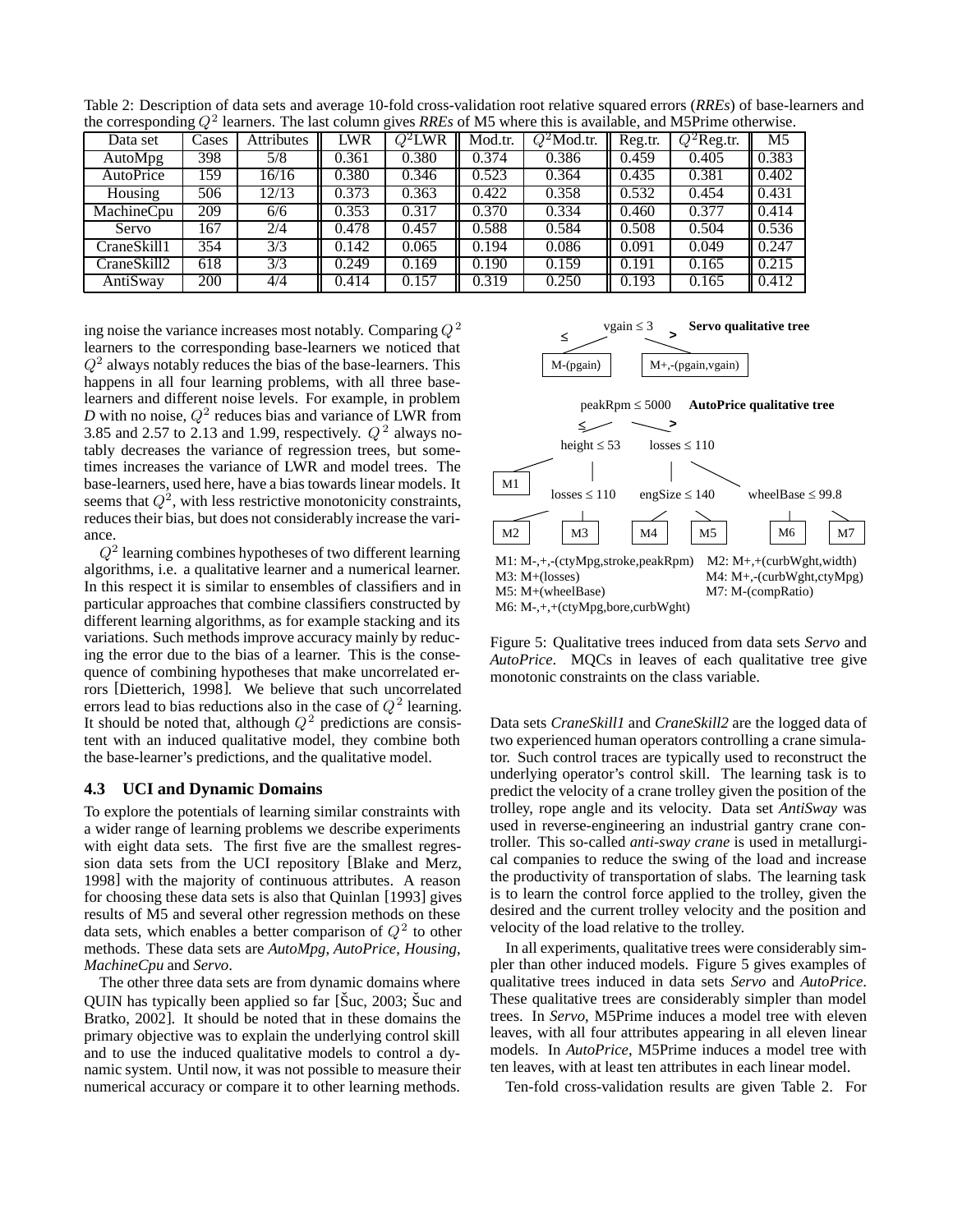Table 2: Description of data sets and average 10-fold cross-validation root relative squared errors (*RREs*) of base-learners and the corresponding $Q^2$ learners. The last column gives *RREs* of M5 where this is available, and M5Prime otherwise.

| Data set | Cases | Attributes | LWR | $Q^2$LWR | Mod.tr. | $Q^2$Mod.tr. | Reg.tr. | $Q^2$Reg.tr. | M5 |
|---|---|---|---|---|---|---|---|---|---|
| AutoMpg | 398 | 5/8 | 0.361 | 0.380 | 0.374 | 0.386 | 0.459 | 0.405 | 0.383 |
| AutoPrice | 159 | 16/16 | 0.380 | 0.346 | 0.523 | 0.364 | 0.435 | 0.381 | 0.402 |
| Housing | 506 | 12/13 | 0.373 | 0.363 | 0.422 | 0.358 | 0.532 | 0.454 | 0.431 |
| MachineCpu | 209 | 6/6 | 0.353 | 0.317 | 0.370 | 0.334 | 0.460 | 0.377 | 0.414 |
| Servo | 167 | 2/4 | 0.478 | 0.457 | 0.588 | 0.584 | 0.508 | 0.504 | 0.536 |
| CraneSkill1 | 354 | 3/3 | 0.142 | 0.065 | 0.194 | 0.086 | 0.091 | 0.049 | 0.247 |
| CraneSkill2 | 618 | 3/3 | 0.249 | 0.169 | 0.190 | 0.159 | 0.191 | 0.165 | 0.215 |
| AntiSway | 200 | 4/4 | 0.414 | 0.157 | 0.319 | 0.250 | 0.193 | 0.165 | 0.412 |

ing noise the variance increases most notably. Comparing $Q^2$ learners to the corresponding base-learners we noticed that $Q^2$ always notably reduces the bias of the base-learners. This happens in all four learning problems, with all three base-learners and different noise levels. For example, in problem *D* with no noise, $Q^2$ reduces bias and variance of LWR from 3.85 and 2.57 to 2.13 and 1.99, respectively. $Q^2$ always notably decreases the variance of regression trees, but sometimes increases the variance of LWR and model trees. The base-learners, used here, have a bias towards linear models. It seems that $Q^2$, with less restrictive monotonicity constraints, reduces their bias, but does not considerably increase the variance.

$Q^2$ learning combines hypotheses of two different learning algorithms, i.e. a qualitative learner and a numerical learner. In this respect it is similar to ensembles of classifiers and in particular approaches that combine classifiers constructed by different learning algorithms, as for example stacking and its variations. Such methods improve accuracy mainly by reducing the error due to the bias of a learner. This is the consequence of combining hypotheses that make uncorrelated errors [Dietterich, 1998]. We believe that such uncorrelated errors lead to bias reductions also in the case of $Q^2$ learning. It should be noted that, although $Q^2$ predictions are consistent with an induced qualitative model, they combine both the base-learner's predictions, and the qualitative model.

### 4.3 UCI and Dynamic Domains

To explore the potentials of learning similar constraints with a wider range of learning problems we describe experiments with eight data sets. The first five are the smallest regression data sets from the UCI repository [Blake and Merz, 1998] with the majority of continuous attributes. A reason for choosing these data sets is also that Quinlan [1993] gives results of M5 and several other regression methods on these data sets, which enables a better comparison of $Q^2$ to other methods. These data sets are *AutoMpg*, *AutoPrice*, *Housing*, *MachineCpu* and *Servo*.

The other three data sets are from dynamic domains where QUIN has typically been applied so far [Šuc, 2003; Šuc and Bratko, 2002]. It should be noted that in these domains the primary objective was to explain the underlying control skill and to use the induced qualitative models to control a dynamic system. Until now, it was not possible to measure their numerical accuracy or compare it to other learning methods.

M1: M-,+,-(ctyMpg,stroke,peakRpm) M2: M+,+(curbWght,width)
M3: M+(losses) M4: M+,-(curbWght,ctyMpg)
M5: M+(wheelBase) M7: M-(compRatio)
M6: M-,+,+(ctyMpg,bore,curbWght)

Figure 5: Qualitative trees induced from data sets *Servo* and *AutoPrice*. MQCs in leaves of each qualitative tree give monotonic constraints on the class variable.

Data sets *CraneSkill1* and *CraneSkill2* are the logged data of two experienced human operators controlling a crane simulator. Such control traces are typically used to reconstruct the underlying operator's control skill. The learning task is to predict the velocity of a crane trolley given the position of the trolley, rope angle and its velocity. Data set *AntiSway* was used in reverse-engineering an industrial gantry crane controller. This so-called *anti-sway crane* is used in metallurgical companies to reduce the swing of the load and increase the productivity of transportation of slabs. The learning task is to learn the control force applied to the trolley, given the desired and the current trolley velocity and the position and velocity of the load relative to the trolley.

In all experiments, qualitative trees were considerably simpler than other induced models. Figure 5 gives examples of qualitative trees induced in data sets *Servo* and *AutoPrice*. These qualitative trees are considerably simpler than model trees. In *Servo*, M5Prime induces a model tree with eleven leaves, with all four attributes appearing in all eleven linear models. In *AutoPrice*, M5Prime induces a model tree with ten leaves, with at least ten attributes in each linear model.

Ten-fold cross-validation results are given Table 2. For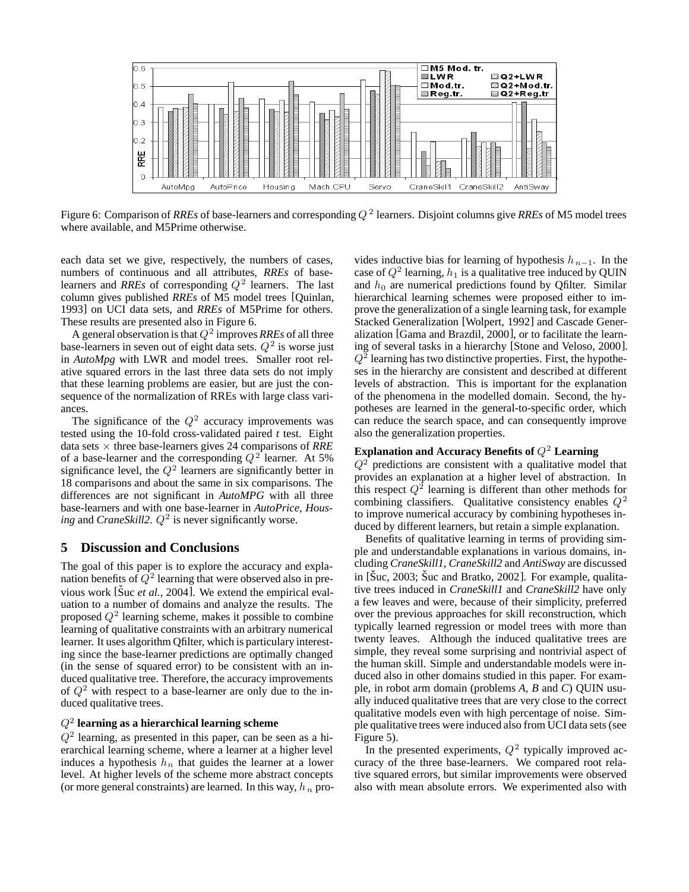Figure 6: Comparison of *RREs* of base-learners and corresponding $Q^2$ learners. Disjoint columns give *RREs* of M5 model trees where available, and M5Prime otherwise.

each data set we give, respectively, the numbers of cases, numbers of continuous and all attributes, *RREs* of base-learners and *RREs* of corresponding $Q^2$ learners. The last column gives published *RREs* of M5 model trees [Quinlan, 1993] on UCI data sets, and *RREs* of M5Prime for others. These results are presented also in Figure 6.

A general observation is that $Q^2$ improves *RREs* of all three base-learners in seven out of eight data sets. $Q^2$ is worse just in *AutoMpg* with LWR and model trees. Smaller root relative squared errors in the last three data sets do not imply that these learning problems are easier, but are just the consequence of the normalization of RREs with large class variances.

The significance of the $Q^2$ accuracy improvements was tested using the 10-fold cross-validated paired *t* test. Eight data sets $\times$ three base-learners gives 24 comparisons of *RRE* of a base-learner and the corresponding $Q^2$ learner. At 5% significance level, the $Q^2$ learners are significantly better in 18 comparisons and about the same in six comparisons. The differences are not significant in *AutoMPG* with all three base-learners and with one base-learner in *AutoPrice*, *Housing* and *CraneSkill2*. $Q^2$ is never significantly worse.

## 5 Discussion and Conclusions

The goal of this paper is to explore the accuracy and explanation benefits of $Q^2$ learning that were observed also in previous work [Šuc *et al.*, 2004]. We extend the empirical evaluation to a number of domains and analyze the results. The proposed $Q^2$ learning scheme, makes it possible to combine learning of qualitative constraints with an arbitrary numerical learner. It uses algorithm Qfilter, which is particulary interesting since the base-learner predictions are optimally changed (in the sense of squared error) to be consistent with an induced qualitative tree. Therefore, the accuracy improvements of $Q^2$ with respect to a base-learner are only due to the induced qualitative trees.

### $Q^2$ learning as a hierarchical learning scheme

$Q^2$ learning, as presented in this paper, can be seen as a hierarchical learning scheme, where a learner at a higher level induces a hypothesis $h_n$ that guides the learner at a lower level. At higher levels of the scheme more abstract concepts (or more general constraints) are learned. In this way, $h_n$ provides inductive bias for learning of hypothesis $h_{n-1}$. In the case of $Q^2$ learning, $h_1$ is a qualitative tree induced by QUIN and $h_0$ are numerical predictions found by Qfilter. Similar hierarchical learning schemes were proposed either to improve the generalization of a single learning task, for example Stacked Generalization [Wolpert, 1992] and Cascade Generalization [Gama and Brazdil, 2000], or to facilitate the learning of several tasks in a hierarchy [Stone and Veloso, 2000]. $Q^2$ learning has two distinctive properties. First, the hypotheses in the hierarchy are consistent and described at different levels of abstraction. This is important for the explanation of the phenomena in the modelled domain. Second, the hypotheses are learned in the general-to-specific order, which can reduce the search space, and can consequently improve also the generalization properties.

### Explanation and Accuracy Benefits of $Q^2$ Learning

$Q^2$ predictions are consistent with a qualitative model that provides an explanation at a higher level of abstraction. In this respect $Q^2$ learning is different than other methods for combining classifiers. Qualitative consistency enables $Q^2$ to improve numerical accuracy by combining hypotheses induced by different learners, but retain a simple explanation.

Benefits of qualitative learning in terms of providing simple and understandable explanations in various domains, including *CraneSkill1*, *CraneSkill2* and *AntiSway* are discussed in [Šuc, 2003; Šuc and Bratko, 2002]. For example, qualitative trees induced in *CraneSkill1* and *CraneSkill2* have only a few leaves and were, because of their simplicity, preferred over the previous approaches for skill reconstruction, which typically learned regression or model trees with more than twenty leaves. Although the induced qualitative trees are simple, they reveal some surprising and nontrivial aspect of the human skill. Simple and understandable models were induced also in other domains studied in this paper. For example, in robot arm domain (problems *A*, *B* and *C*) QUIN usually induced qualitative trees that are very close to the correct qualitative models even with high percentage of noise. Simple qualitative trees were induced also from UCI data sets (see Figure 5).

In the presented experiments, $Q^2$ typically improved accuracy of the three base-learners. We compared root relative squared errors, but similar improvements were observed also with mean absolute errors. We experimented also with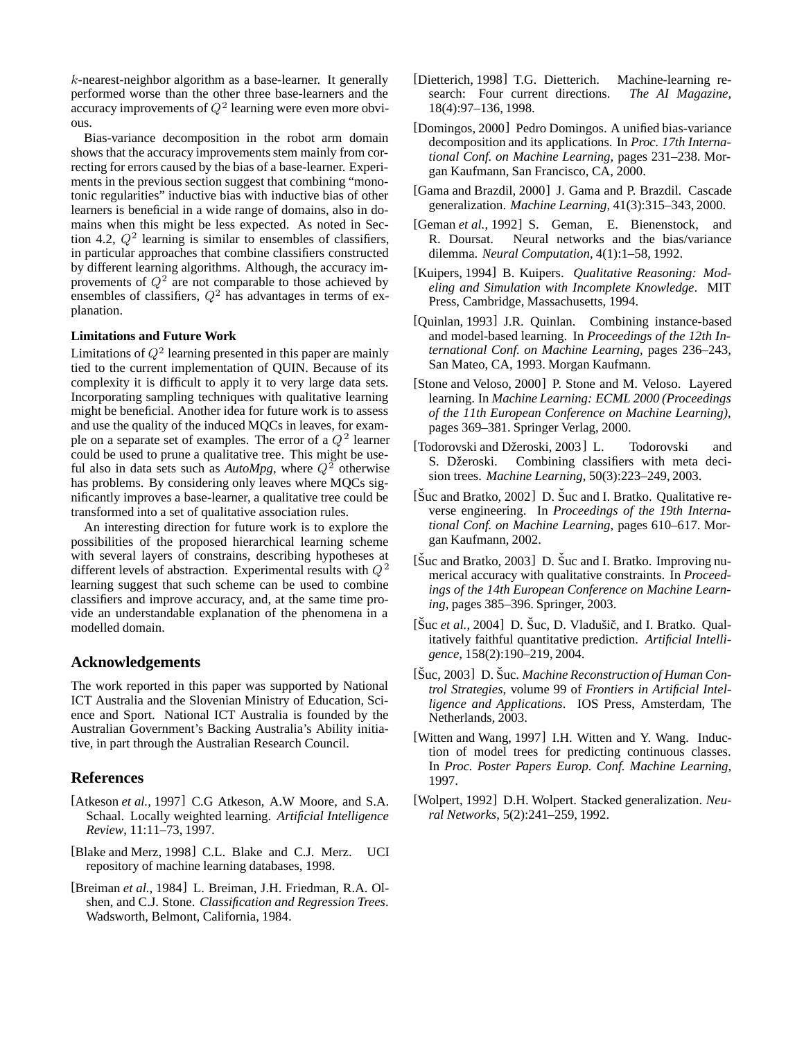$k$-nearest-neighbor algorithm as a base-learner. It generally performed worse than the other three base-learners and the accuracy improvements of $Q^2$ learning were even more obvious.

Bias-variance decomposition in the robot arm domain shows that the accuracy improvements stem mainly from correcting for errors caused by the bias of a base-learner. Experiments in the previous section suggest that combining "monotonic regularities" inductive bias with inductive bias of other learners is beneficial in a wide range of domains, also in domains when this might be less expected. As noted in Section 4.2, $Q^2$ learning is similar to ensembles of classifiers, in particular approaches that combine classifiers constructed by different learning algorithms. Although, the accuracy improvements of $Q^2$ are not comparable to those achieved by ensembles of classifiers, $Q^2$ has advantages in terms of explanation.

**Limitations and Future Work**

Limitations of $Q^2$ learning presented in this paper are mainly tied to the current implementation of QUIN. Because of its complexity it is difficult to apply it to very large data sets. Incorporating sampling techniques with qualitative learning might be beneficial. Another idea for future work is to assess and use the quality of the induced MQCs in leaves, for example on a separate set of examples. The error of a $Q^2$ learner could be used to prune a qualitative tree. This might be useful also in data sets such as *AutoMpg*, where $Q^2$ otherwise has problems. By considering only leaves where MQCs significantly improves a base-learner, a qualitative tree could be transformed into a set of qualitative association rules.

An interesting direction for future work is to explore the possibilities of the proposed hierarchical learning scheme with several layers of constrains, describing hypotheses at different levels of abstraction. Experimental results with $Q^2$ learning suggest that such scheme can be used to combine classifiers and improve accuracy, and, at the same time provide an understandable explanation of the phenomena in a modelled domain.

## Acknowledgements

The work reported in this paper was supported by National ICT Australia and the Slovenian Ministry of Education, Science and Sport. National ICT Australia is founded by the Australian Government's Backing Australia's Ability initiative, in part through the Australian Research Council.

## References

[Atkeson *et al.*, 1997] C.G Atkeson, A.W Moore, and S.A. Schaal. Locally weighted learning. *Artificial Intelligence Review*, 11:11–73, 1997.

[Blake and Merz, 1998] C.L. Blake and C.J. Merz. UCI repository of machine learning databases, 1998.

[Breiman *et al.*, 1984] L. Breiman, J.H. Friedman, R.A. Olshen, and C.J. Stone. *Classification and Regression Trees*. Wadsworth, Belmont, California, 1984.

[Dietterich, 1998] T.G. Dietterich. Machine-learning research: Four current directions. *The AI Magazine*, 18(4):97–136, 1998.

[Domingos, 2000] Pedro Domingos. A unified bias-variance decomposition and its applications. In *Proc. 17th International Conf. on Machine Learning*, pages 231–238. Morgan Kaufmann, San Francisco, CA, 2000.

[Gama and Brazdil, 2000] J. Gama and P. Brazdil. Cascade generalization. *Machine Learning*, 41(3):315–343, 2000.

[Geman *et al.*, 1992] S. Geman, E. Bienenstock, and R. Doursat. Neural networks and the bias/variance dilemma. *Neural Computation*, 4(1):1–58, 1992.

[Kuipers, 1994] B. Kuipers. *Qualitative Reasoning: Modeling and Simulation with Incomplete Knowledge*. MIT Press, Cambridge, Massachusetts, 1994.

[Quinlan, 1993] J.R. Quinlan. Combining instance-based and model-based learning. In *Proceedings of the 12th International Conf. on Machine Learning*, pages 236–243, San Mateo, CA, 1993. Morgan Kaufmann.

[Stone and Veloso, 2000] P. Stone and M. Veloso. Layered learning. In *Machine Learning: ECML 2000 (Proceedings of the 11th European Conference on Machine Learning)*, pages 369–381. Springer Verlag, 2000.

[Todorovski and Džeroski, 2003] L. Todorovski and S. Džeroski. Combining classifiers with meta decision trees. *Machine Learning*, 50(3):223–249, 2003.

[Šuc and Bratko, 2002] D. Šuc and I. Bratko. Qualitative reverse engineering. In *Proceedings of the 19th International Conf. on Machine Learning*, pages 610–617. Morgan Kaufmann, 2002.

[Šuc and Bratko, 2003] D. Šuc and I. Bratko. Improving numerical accuracy with qualitative constraints. In *Proceedings of the 14th European Conference on Machine Learning*, pages 385–396. Springer, 2003.

[Šuc *et al.*, 2004] D. Šuc, D. Vladušič, and I. Bratko. Qualitatively faithful quantitative prediction. *Artificial Intelligence*, 158(2):190–219, 2004.

[Šuc, 2003] D. Šuc. *Machine Reconstruction of Human Control Strategies*, volume 99 of *Frontiers in Artificial Intelligence and Applications*. IOS Press, Amsterdam, The Netherlands, 2003.

[Witten and Wang, 1997] I.H. Witten and Y. Wang. Induction of model trees for predicting continuous classes. In *Proc. Poster Papers Europ. Conf. Machine Learning*, 1997.

[Wolpert, 1992] D.H. Wolpert. Stacked generalization. *Neural Networks*, 5(2):241–259, 1992.